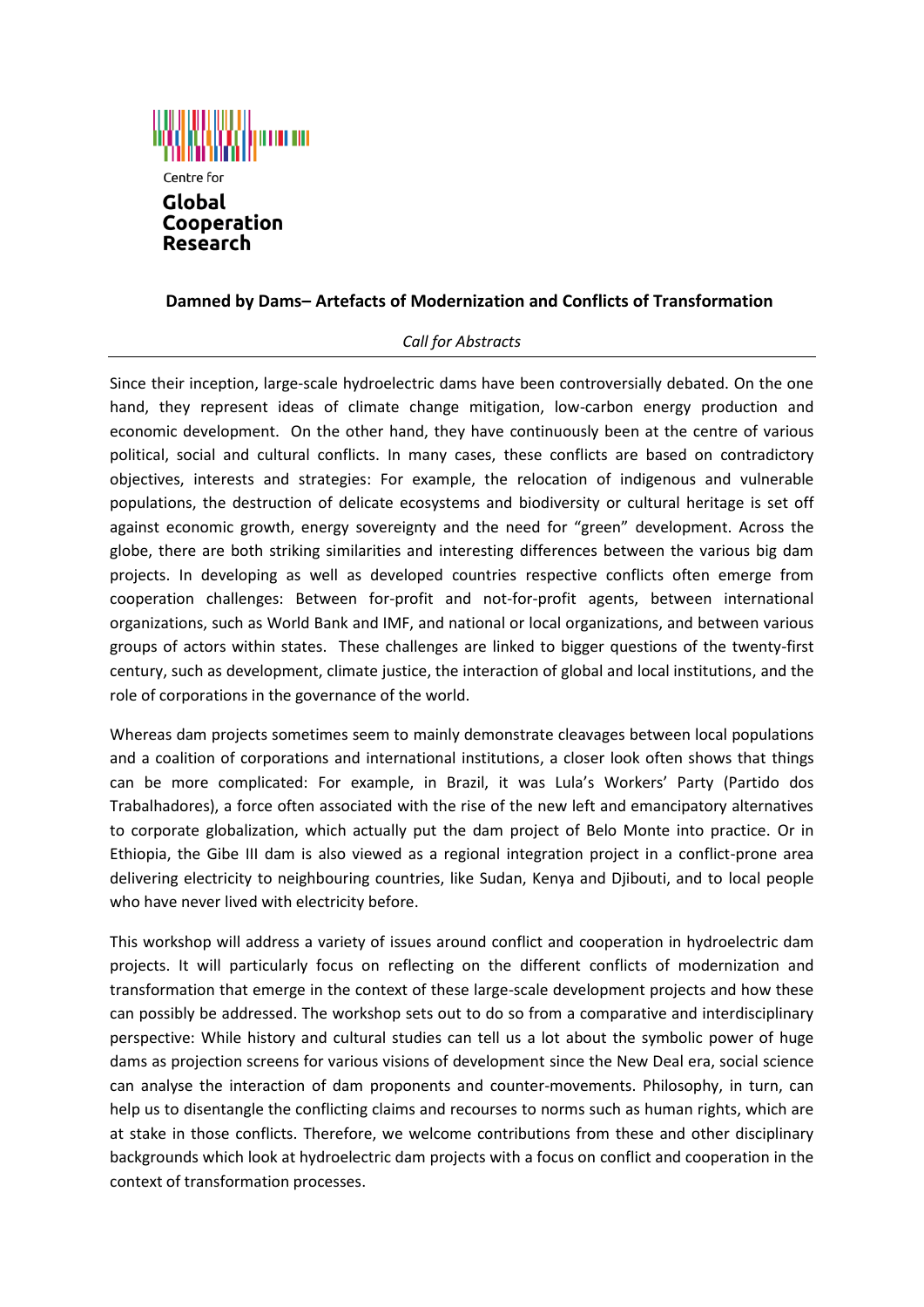Centre for
**Global Cooperation Research**

## Damned by Dams– Artefacts of Modernization and Conflicts of Transformation

*Call for Abstracts*

---

Since their inception, large-scale hydroelectric dams have been controversially debated. On the one hand, they represent ideas of climate change mitigation, low-carbon energy production and economic development. On the other hand, they have continuously been at the centre of various political, social and cultural conflicts. In many cases, these conflicts are based on contradictory objectives, interests and strategies: For example, the relocation of indigenous and vulnerable populations, the destruction of delicate ecosystems and biodiversity or cultural heritage is set off against economic growth, energy sovereignty and the need for "green" development. Across the globe, there are both striking similarities and interesting differences between the various big dam projects. In developing as well as developed countries respective conflicts often emerge from cooperation challenges: Between for-profit and not-for-profit agents, between international organizations, such as World Bank and IMF, and national or local organizations, and between various groups of actors within states. These challenges are linked to bigger questions of the twenty-first century, such as development, climate justice, the interaction of global and local institutions, and the role of corporations in the governance of the world.

Whereas dam projects sometimes seem to mainly demonstrate cleavages between local populations and a coalition of corporations and international institutions, a closer look often shows that things can be more complicated: For example, in Brazil, it was Lula's Workers' Party (Partido dos Trabalhadores), a force often associated with the rise of the new left and emancipatory alternatives to corporate globalization, which actually put the dam project of Belo Monte into practice. Or in Ethiopia, the Gibe III dam is also viewed as a regional integration project in a conflict-prone area delivering electricity to neighbouring countries, like Sudan, Kenya and Djibouti, and to local people who have never lived with electricity before.

This workshop will address a variety of issues around conflict and cooperation in hydroelectric dam projects. It will particularly focus on reflecting on the different conflicts of modernization and transformation that emerge in the context of these large-scale development projects and how these can possibly be addressed. The workshop sets out to do so from a comparative and interdisciplinary perspective: While history and cultural studies can tell us a lot about the symbolic power of huge dams as projection screens for various visions of development since the New Deal era, social science can analyse the interaction of dam proponents and counter-movements. Philosophy, in turn, can help us to disentangle the conflicting claims and recourses to norms such as human rights, which are at stake in those conflicts. Therefore, we welcome contributions from these and other disciplinary backgrounds which look at hydroelectric dam projects with a focus on conflict and cooperation in the context of transformation processes.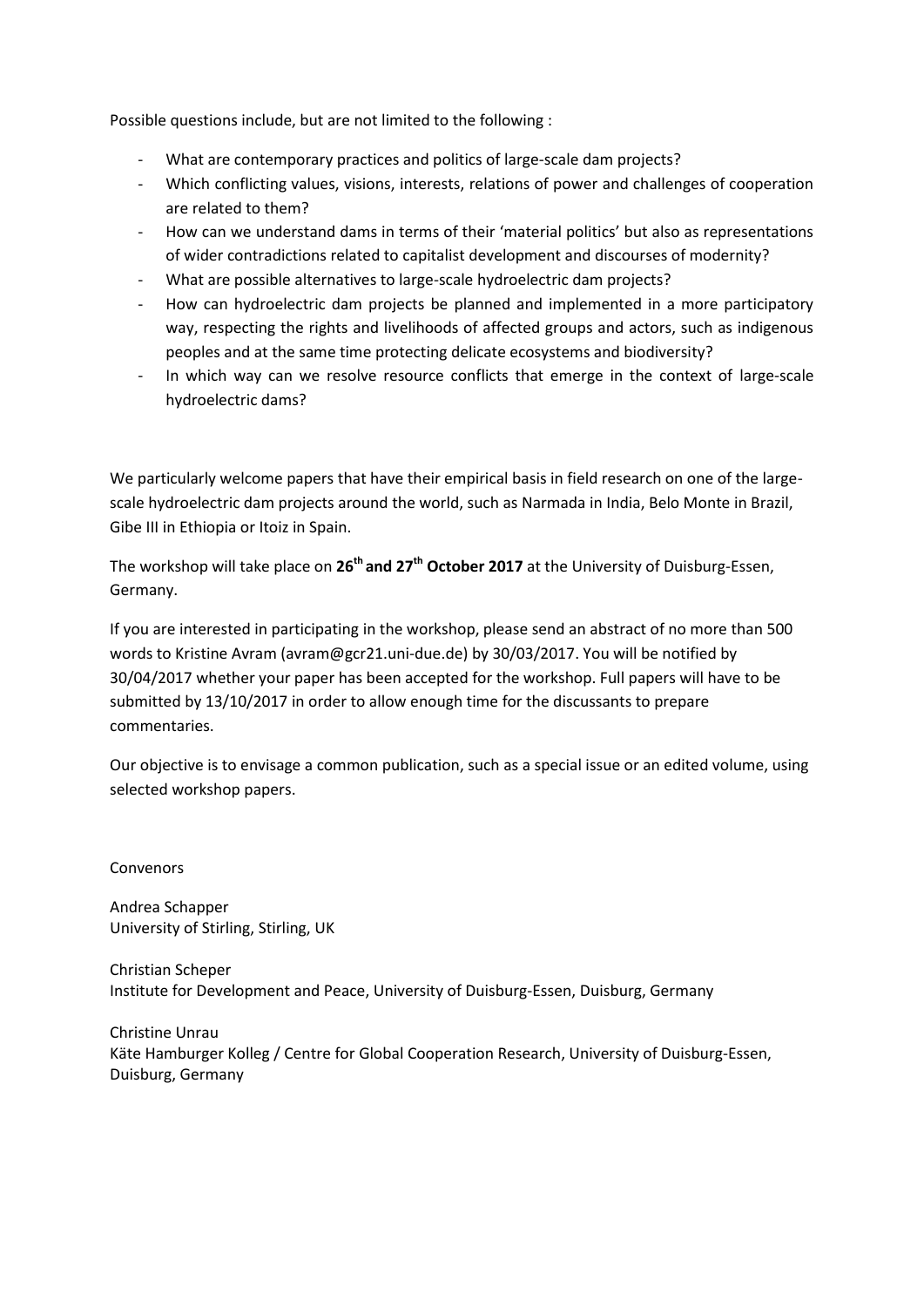Possible questions include, but are not limited to the following :

- What are contemporary practices and politics of large-scale dam projects?
- Which conflicting values, visions, interests, relations of power and challenges of cooperation are related to them?
- How can we understand dams in terms of their 'material politics' but also as representations of wider contradictions related to capitalist development and discourses of modernity?
- What are possible alternatives to large-scale hydroelectric dam projects?
- How can hydroelectric dam projects be planned and implemented in a more participatory way, respecting the rights and livelihoods of affected groups and actors, such as indigenous peoples and at the same time protecting delicate ecosystems and biodiversity?
- In which way can we resolve resource conflicts that emerge in the context of large-scale hydroelectric dams?

We particularly welcome papers that have their empirical basis in field research on one of the large-scale hydroelectric dam projects around the world, such as Narmada in India, Belo Monte in Brazil, Gibe III in Ethiopia or Itoiz in Spain.

The workshop will take place on **26th and 27th October 2017** at the University of Duisburg-Essen, Germany.

If you are interested in participating in the workshop, please send an abstract of no more than 500 words to Kristine Avram (avram@gcr21.uni-due.de) by 30/03/2017. You will be notified by 30/04/2017 whether your paper has been accepted for the workshop. Full papers will have to be submitted by 13/10/2017 in order to allow enough time for the discussants to prepare commentaries.

Our objective is to envisage a common publication, such as a special issue or an edited volume, using selected workshop papers.

Convenors

Andrea Schapper
University of Stirling, Stirling, UK

Christian Scheper
Institute for Development and Peace, University of Duisburg-Essen, Duisburg, Germany

Christine Unrau
Käte Hamburger Kolleg / Centre for Global Cooperation Research, University of Duisburg-Essen, Duisburg, Germany